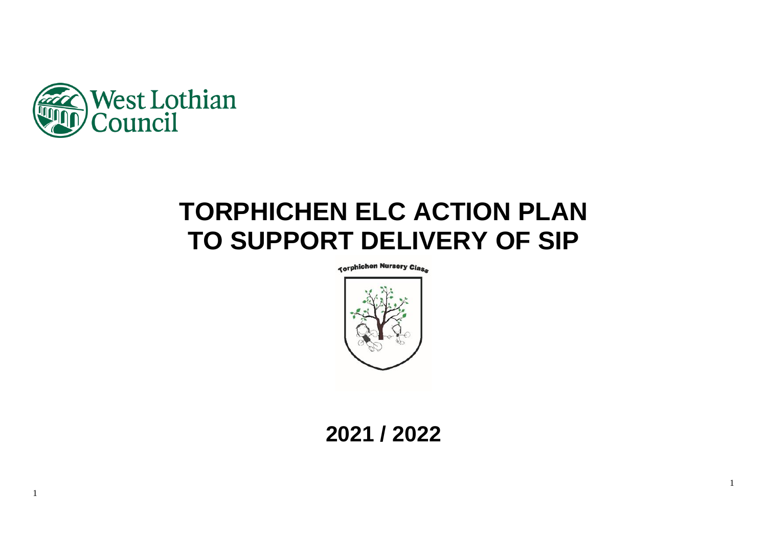West Lothian Council

# TORPHICHEN ELC ACTION PLAN TO SUPPORT DELIVERY OF SIP

Torphichen Nursery Class

## 2021 / 2022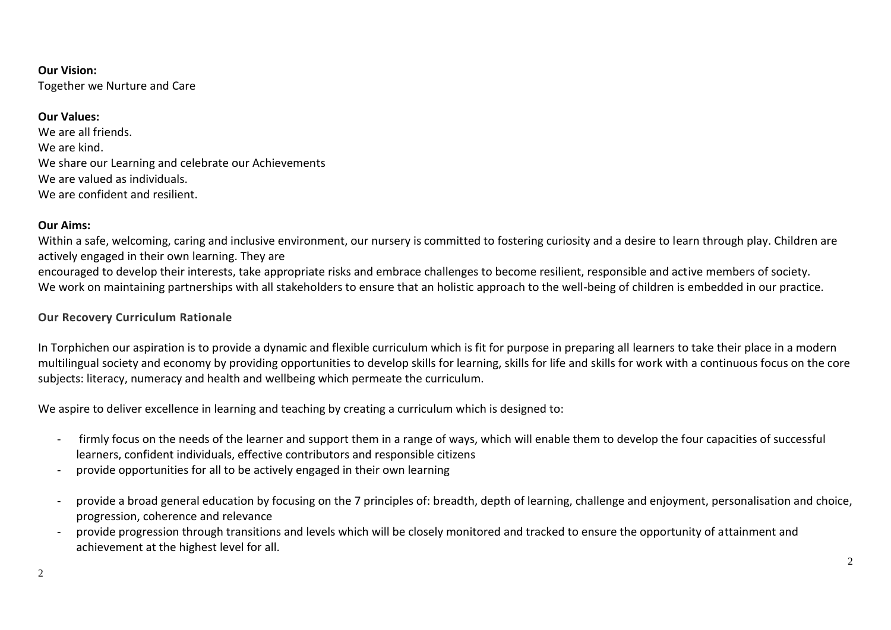**Our Vision:**
Together we Nurture and Care

**Our Values:**
We are all friends.
We are kind.
We share our Learning and celebrate our Achievements
We are valued as individuals.
We are confident and resilient.

**Our Aims:**
Within a safe, welcoming, caring and inclusive environment, our nursery is committed to fostering curiosity and a desire to learn through play. Children are actively engaged in their own learning. They are
encouraged to develop their interests, take appropriate risks and embrace challenges to become resilient, responsible and active members of society.
We work on maintaining partnerships with all stakeholders to ensure that an holistic approach to the well-being of children is embedded in our practice.

**Our Recovery Curriculum Rationale**

In Torphichen our aspiration is to provide a dynamic and flexible curriculum which is fit for purpose in preparing all learners to take their place in a modern multilingual society and economy by providing opportunities to develop skills for learning, skills for life and skills for work with a continuous focus on the core subjects: literacy, numeracy and health and wellbeing which permeate the curriculum.

We aspire to deliver excellence in learning and teaching by creating a curriculum which is designed to:

- firmly focus on the needs of the learner and support them in a range of ways, which will enable them to develop the four capacities of successful learners, confident individuals, effective contributors and responsible citizens
- provide opportunities for all to be actively engaged in their own learning
- provide a broad general education by focusing on the 7 principles of: breadth, depth of learning, challenge and enjoyment, personalisation and choice, progression, coherence and relevance
- provide progression through transitions and levels which will be closely monitored and tracked to ensure the opportunity of attainment and achievement at the highest level for all.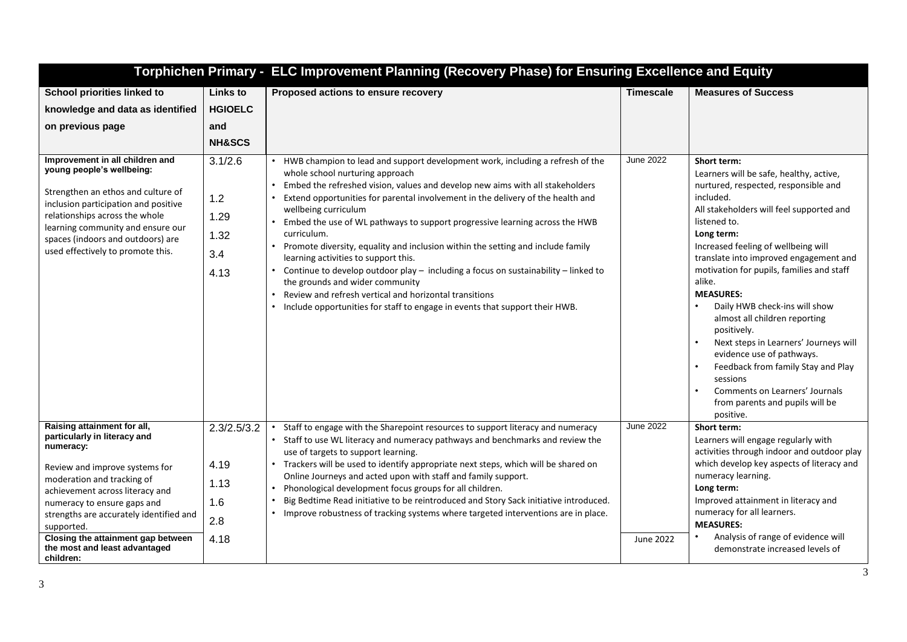| Torphichen Primary - ELC Improvement Planning (Recovery Phase) for Ensuring Excellence and Equity | | | | |
|---|---|---|---|---|
| **School priorities linked to knowledge and data as identified on previous page** | **Links to HGIOELC and NH&SCS** | **Proposed actions to ensure recovery** | **Timescale** | **Measures of Success** |
| **Improvement in all children and young people's wellbeing:**<br><br>Strengthen an ethos and culture of inclusion participation and positive relationships across the whole learning community and ensure our spaces (indoors and outdoors) are used effectively to promote this. | 3.1/2.6<br><br>1.2<br>1.29<br>1.32<br>3.4<br>4.13 | • HWB champion to lead and support development work, including a refresh of the whole school nurturing approach<br>• Embed the refreshed vision, values and develop new aims with all stakeholders<br>• Extend opportunities for parental involvement in the delivery of the health and wellbeing curriculum<br>• Embed the use of WL pathways to support progressive learning across the HWB curriculum.<br>• Promote diversity, equality and inclusion within the setting and include family learning activities to support this.<br>• Continue to develop outdoor play – including a focus on sustainability – linked to the grounds and wider community<br>• Review and refresh vertical and horizontal transitions<br>• Include opportunities for staff to engage in events that support their HWB. | June 2022 | **Short term:**<br>Learners will be safe, healthy, active, nurtured, respected, responsible and included.<br>All stakeholders will feel supported and listened to.<br>**Long term:**<br>Increased feeling of wellbeing will translate into improved engagement and motivation for pupils, families and staff alike.<br>**MEASURES:**<br>• Daily HWB check-ins will show almost all children reporting positively.<br>• Next steps in Learners' Journeys will evidence use of pathways.<br>• Feedback from family Stay and Play sessions<br>• Comments on Learners' Journals from parents and pupils will be positive. |
| **Raising attainment for all, particularly in literacy and numeracy:**<br><br>Review and improve systems for moderation and tracking of achievement across literacy and numeracy to ensure gaps and strengths are accurately identified and supported.<br>**Closing the attainment gap between the most and least advantaged children:** | 2.3/2.5/3.2<br><br>4.19<br>1.13<br>1.6<br>2.8<br>4.18 | • Staff to engage with the Sharepoint resources to support literacy and numeracy<br>• Staff to use WL literacy and numeracy pathways and benchmarks and review the use of targets to support learning.<br>• Trackers will be used to identify appropriate next steps, which will be shared on Online Journeys and acted upon with staff and family support.<br>• Phonological development focus groups for all children.<br>• Big Bedtime Read initiative to be reintroduced and Story Sack initiative introduced.<br>• Improve robustness of tracking systems where targeted interventions are in place. | June 2022<br><br>June 2022 | **Short term:**<br>Learners will engage regularly with activities through indoor and outdoor play which develop key aspects of literacy and numeracy learning.<br>**Long term:**<br>Improved attainment in literacy and numeracy for all learners.<br>**MEASURES:**<br>• Analysis of range of evidence will demonstrate increased levels of |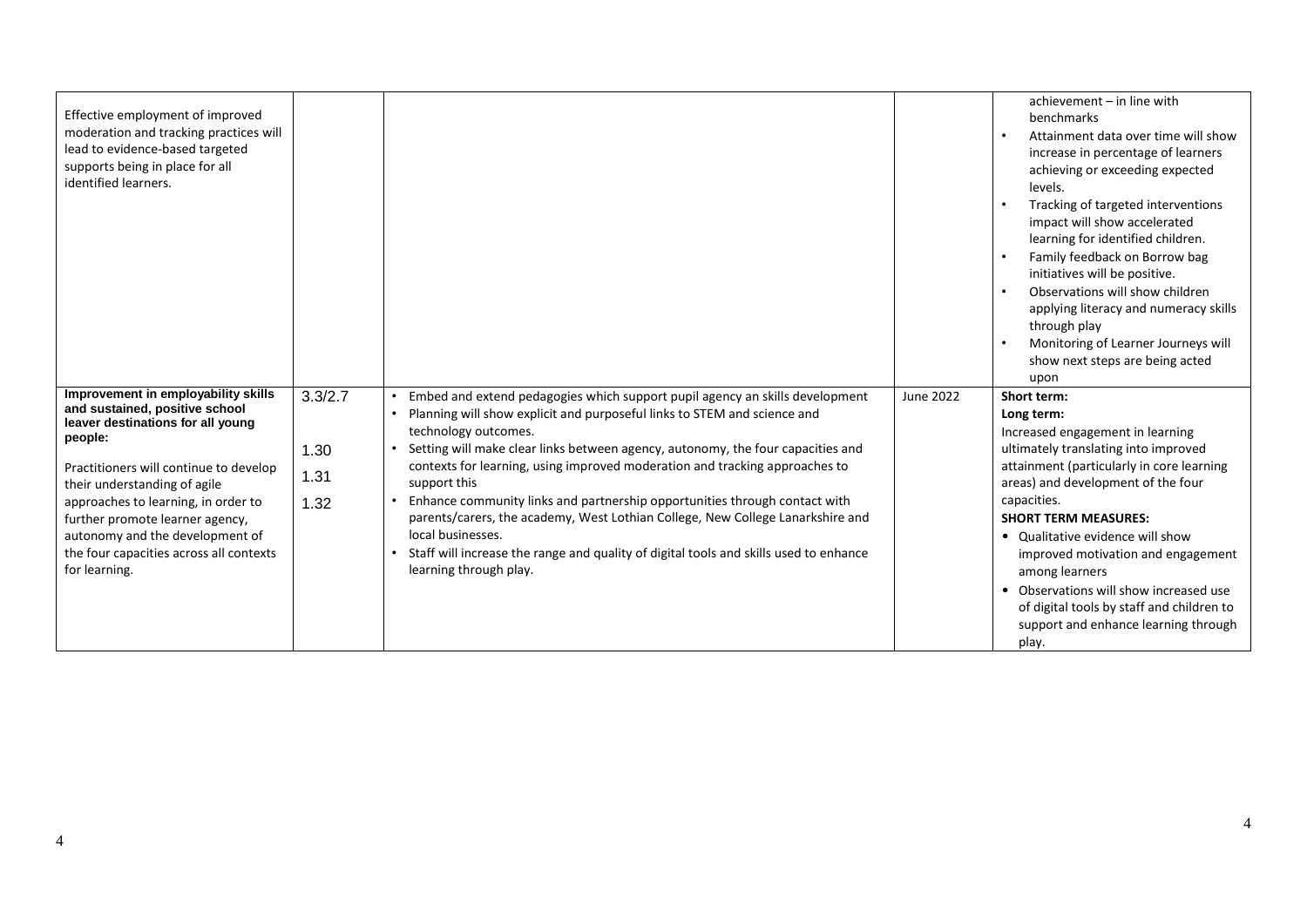| | | | | |
|---|---|---|---|---|
| Effective employment of improved moderation and tracking practices will lead to evidence-based targeted supports being in place for all identified learners. | | | | achievement – in line with benchmarks<br>• Attainment data over time will show increase in percentage of learners achieving or exceeding expected levels.<br>• Tracking of targeted interventions impact will show accelerated learning for identified children.<br>• Family feedback on Borrow bag initiatives will be positive.<br>• Observations will show children applying literacy and numeracy skills through play<br>• Monitoring of Learner Journeys will show next steps are being acted upon |
| **Improvement in employability skills and sustained, positive school leaver destinations for all young people:**<br><br>Practitioners will continue to develop their understanding of agile approaches to learning, in order to further promote learner agency, autonomy and the development of the four capacities across all contexts for learning. | 3.3/2.7<br><br>1.30<br>1.31<br>1.32 | • Embed and extend pedagogies which support pupil agency an skills development<br>• Planning will show explicit and purposeful links to STEM and science and technology outcomes.<br>• Setting will make clear links between agency, autonomy, the four capacities and contexts for learning, using improved moderation and tracking approaches to support this<br>• Enhance community links and partnership opportunities through contact with parents/carers, the academy, West Lothian College, New College Lanarkshire and local businesses.<br>• Staff will increase the range and quality of digital tools and skills used to enhance learning through play. | June 2022 | **Short term:**<br>**Long term:**<br>Increased engagement in learning ultimately translating into improved attainment (particularly in core learning areas) and development of the four capacities.<br>**SHORT TERM MEASURES:**<br>• Qualitative evidence will show improved motivation and engagement among learners<br>• Observations will show increased use of digital tools by staff and children to support and enhance learning through play. |